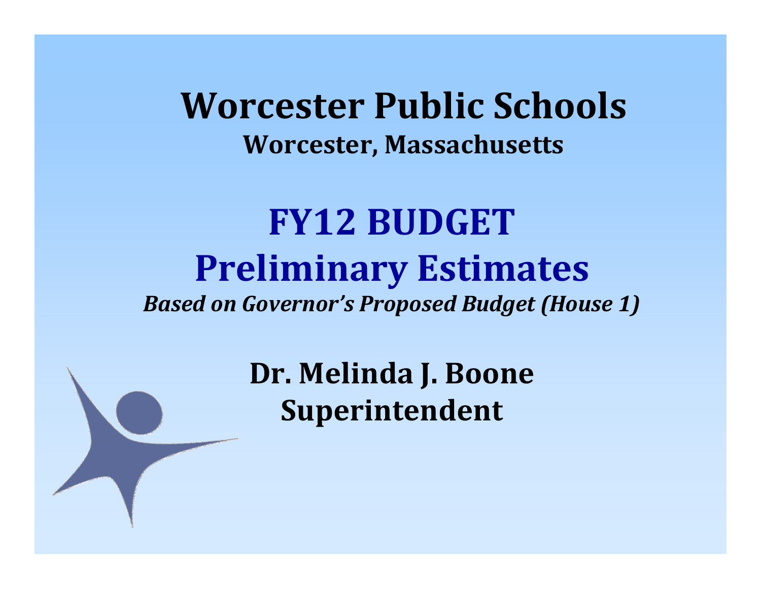# Worcester Public Schools

**Worcester, Massachusetts**

## FY12 BUDGET

## Preliminary Estimates

***Based on Governor's Proposed Budget (House 1)***

**Dr. Melinda J. Boone**

**Superintendent**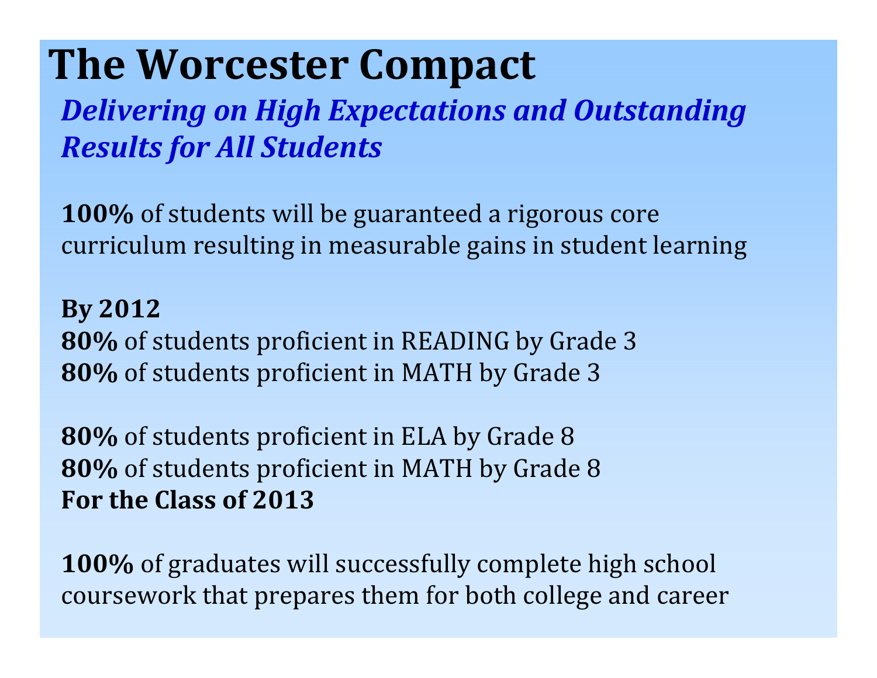# The Worcester Compact

***Delivering on High Expectations and Outstanding Results for All Students***

**100%** of students will be guaranteed a rigorous core curriculum resulting in measurable gains in student learning

**By 2012**

**80%** of students proficient in READING by Grade 3

**80%** of students proficient in MATH by Grade 3

**80%** of students proficient in ELA by Grade 8

**80%** of students proficient in MATH by Grade 8

**For the Class of 2013**

**100%** of graduates will successfully complete high school coursework that prepares them for both college and career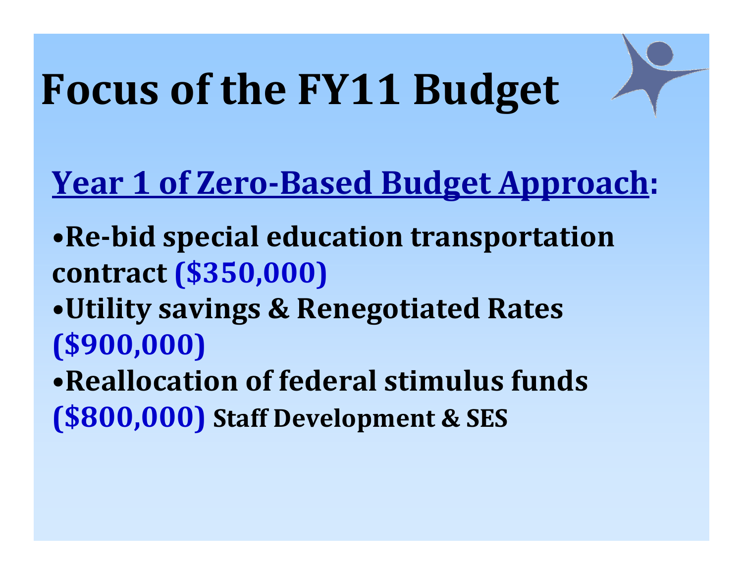# Focus of the FY11 Budget

## Year 1 of Zero-Based Budget Approach:

- **Re-bid special education transportation contract ($350,000)**
- **Utility savings & Renegotiated Rates ($900,000)**
- **Reallocation of federal stimulus funds ($800,000) Staff Development & SES**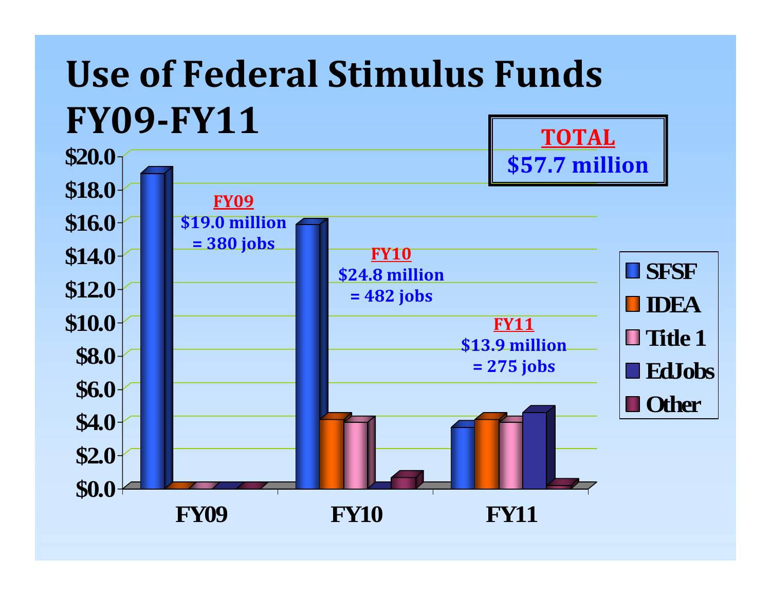# Use of Federal Stimulus Funds FY09-FY11

**TOTAL**
**$57.7 million**

**FY09**
$19.0 million
= 380 jobs

**FY10**
$24.8 million
= 482 jobs

**FY11**
$13.9 million
= 275 jobs

Legend: SFSF, IDEA, Title 1, EdJobs, Other

Y-axis: $0.0, $2.0, $4.0, $6.0, $8.0, $10.0, $12.0, $14.0, $16.0, $18.0, $20.0

X-axis: FY09, FY10, FY11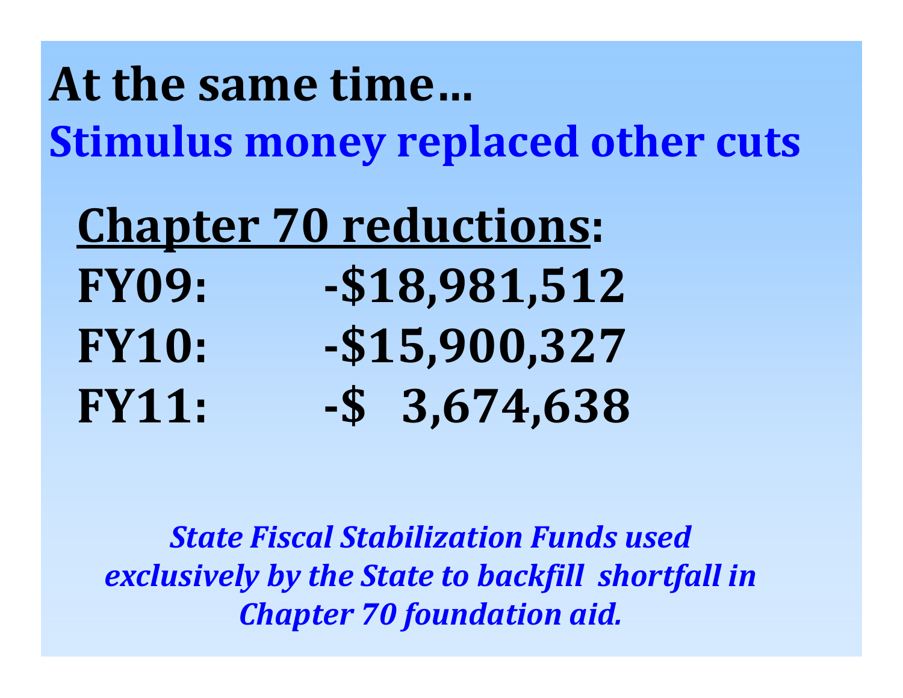# At the same time…

## Stimulus money replaced other cuts

**Chapter 70 reductions:**

| | |
|---|---|
| **FY09:** | **-$18,981,512** |
| **FY10:** | **-$15,900,327** |
| **FY11:** | **-$ 3,674,638** |

***State Fiscal Stabilization Funds used exclusively by the State to backfill shortfall in Chapter 70 foundation aid.***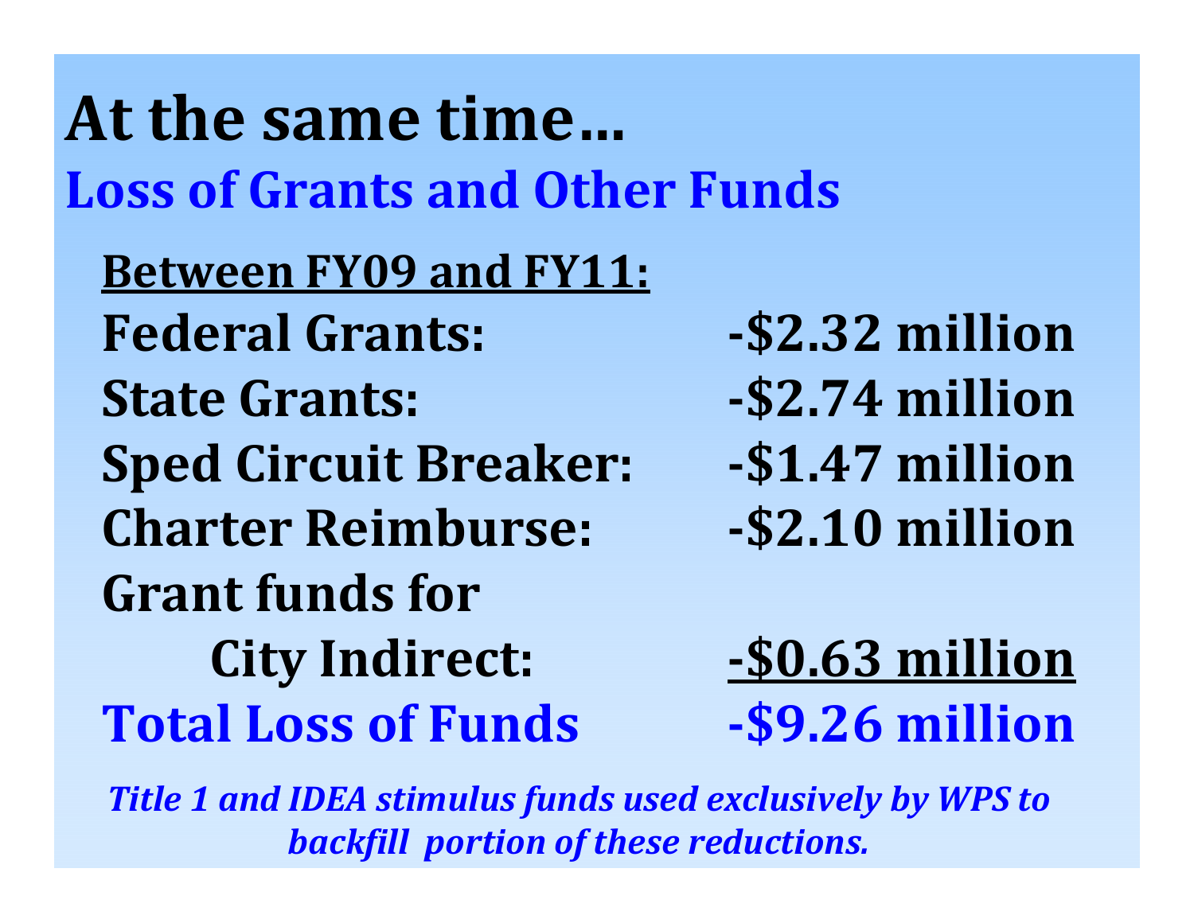# At the same time…

## Loss of Grants and Other Funds

**Between FY09 and FY11:**

| | |
|---|---|
| **Federal Grants:** | **-$2.32 million** |
| **State Grants:** | **-$2.74 million** |
| **Sped Circuit Breaker:** | **-$1.47 million** |
| **Charter Reimburse:** | **-$2.10 million** |
| **Grant funds for City Indirect:** | **-$0.63 million** |
| **Total Loss of Funds** | **-$9.26 million** |

***Title 1 and IDEA stimulus funds used exclusively by WPS to backfill portion of these reductions.***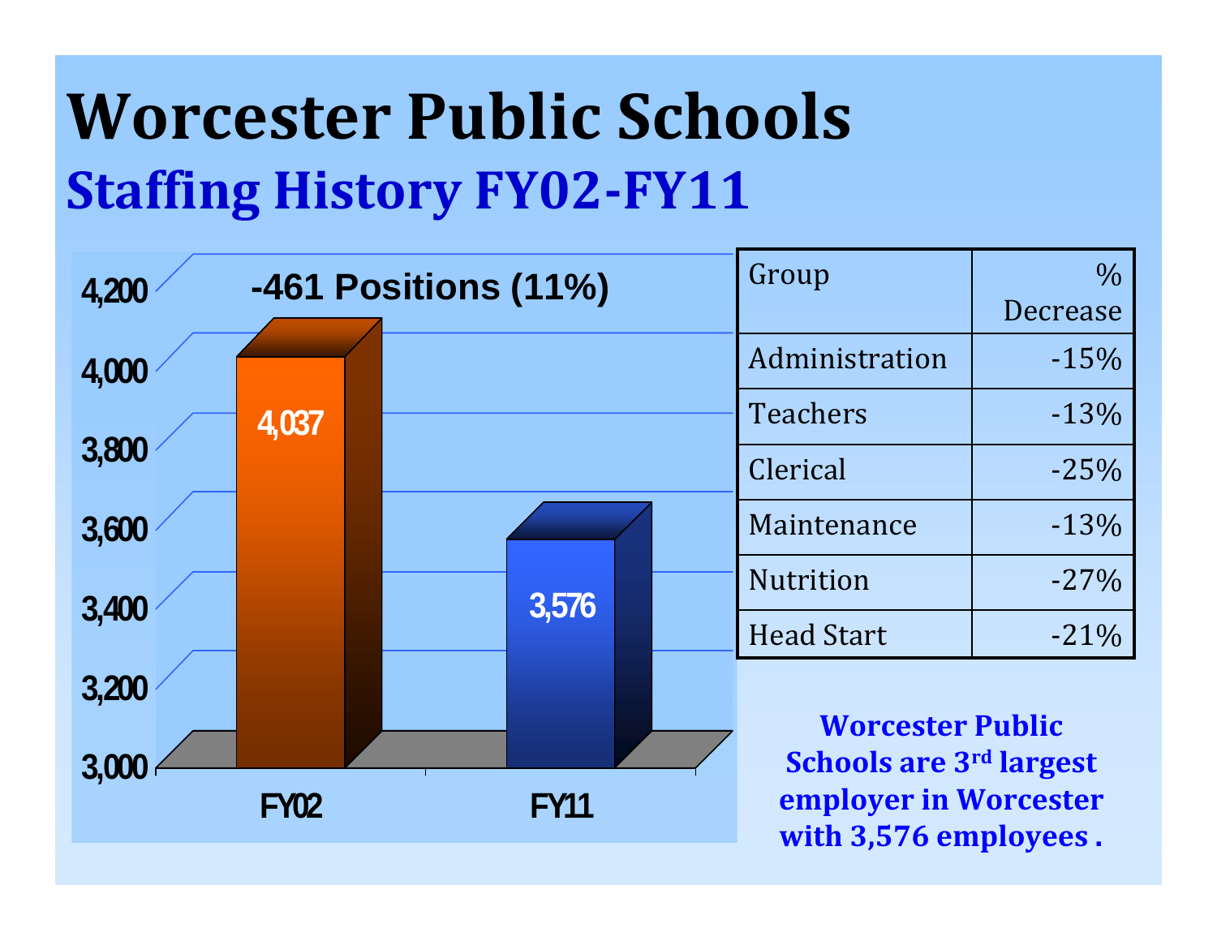# Worcester Public Schools

## Staffing History FY02-FY11

-461 Positions (11%)

| | Positions |
|---|---|
| FY02 | 4,037 |
| FY11 | 3,576 |

| Group | % Decrease |
|---|---|
| Administration | -15% |
| Teachers | -13% |
| Clerical | -25% |
| Maintenance | -13% |
| Nutrition | -27% |
| Head Start | -21% |

**Worcester Public Schools are 3rd largest employer in Worcester with 3,576 employees .**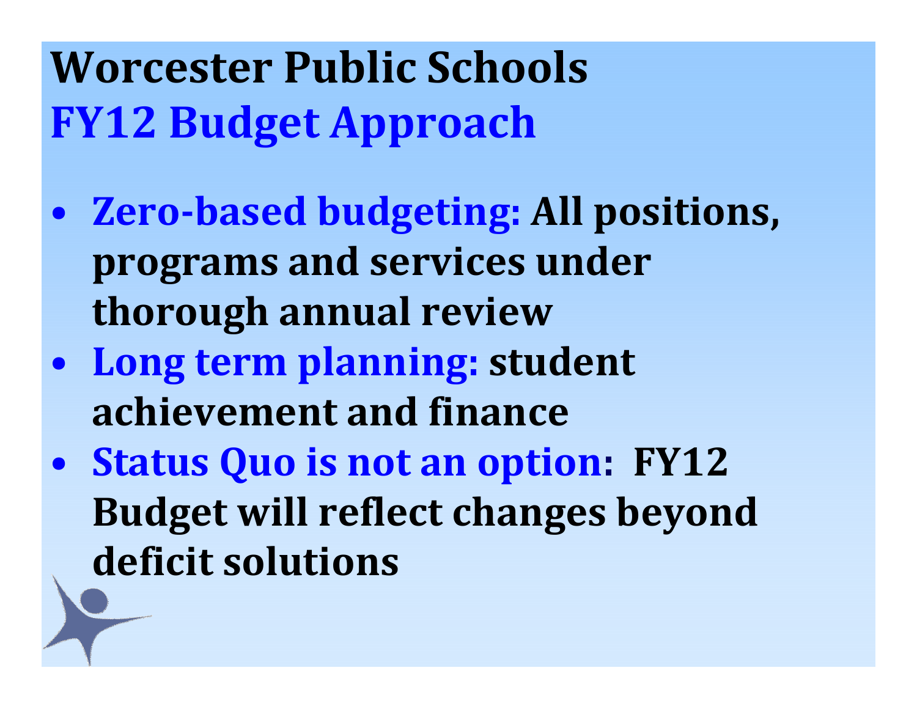# Worcester Public Schools
## FY12 Budget Approach

- **Zero-based budgeting: All positions, programs and services under thorough annual review**
- **Long term planning: student achievement and finance**
- **Status Quo is not an option: FY12 Budget will reflect changes beyond deficit solutions**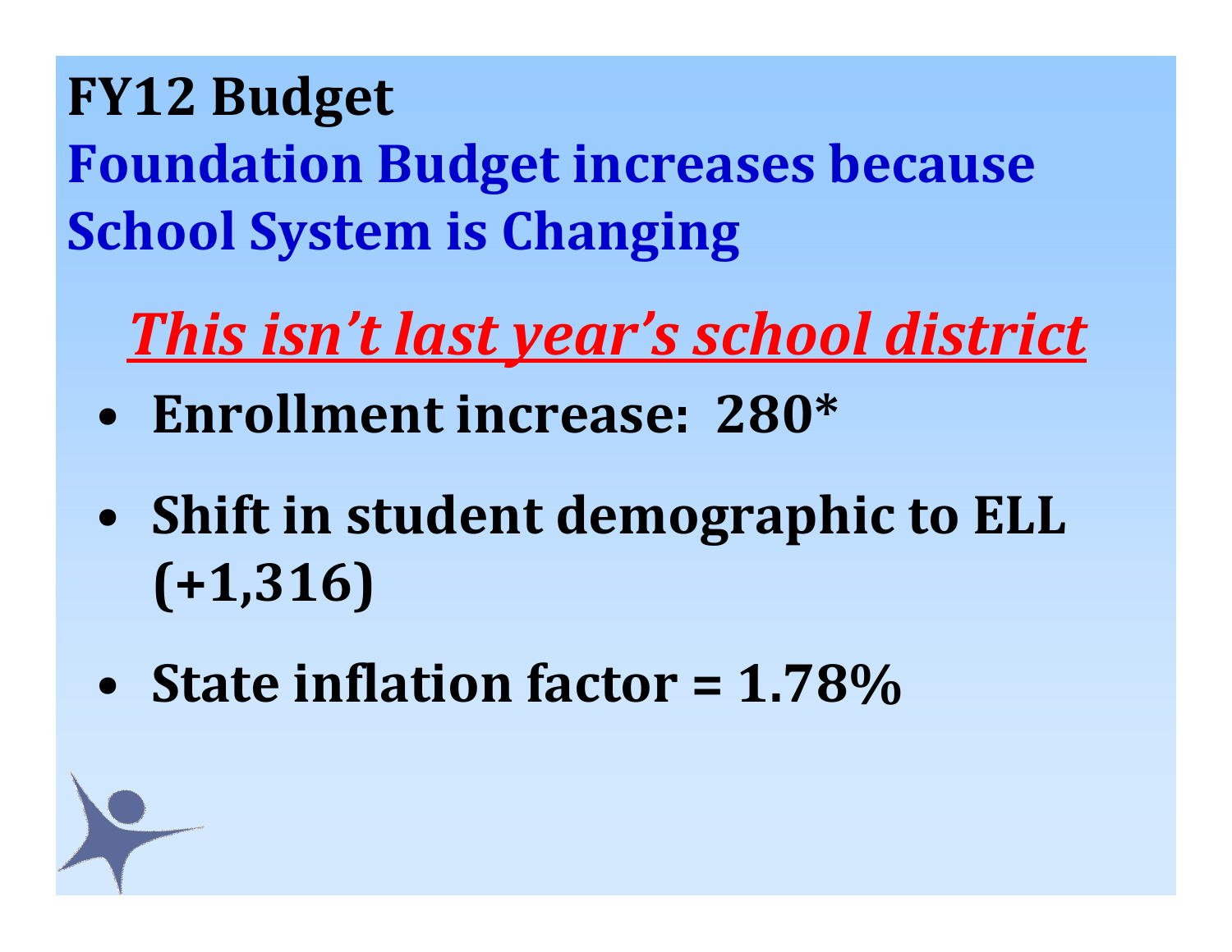# FY12 Budget

## Foundation Budget increases because School System is Changing

***This isn't last year's school district***

- **Enrollment increase: 280***
- **Shift in student demographic to ELL (+1,316)**
- **State inflation factor = 1.78%**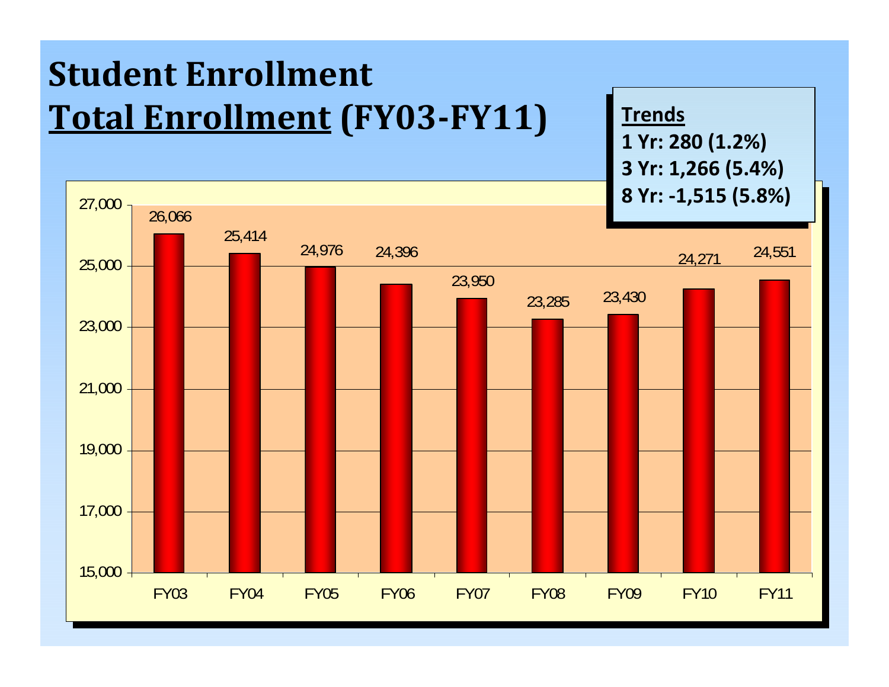# Student Enrollment

## Total Enrollment (FY03-FY11)

**Trends**
**1 Yr: 280 (1.2%)**
**3 Yr: 1,266 (5.4%)**
**8 Yr: -1,515 (5.8%)**

| Fiscal Year | Enrollment |
|---|---|
| FY03 | 26,066 |
| FY04 | 25,414 |
| FY05 | 24,976 |
| FY06 | 24,396 |
| FY07 | 23,950 |
| FY08 | 23,285 |
| FY09 | 23,430 |
| FY10 | 24,271 |
| FY11 | 24,551 |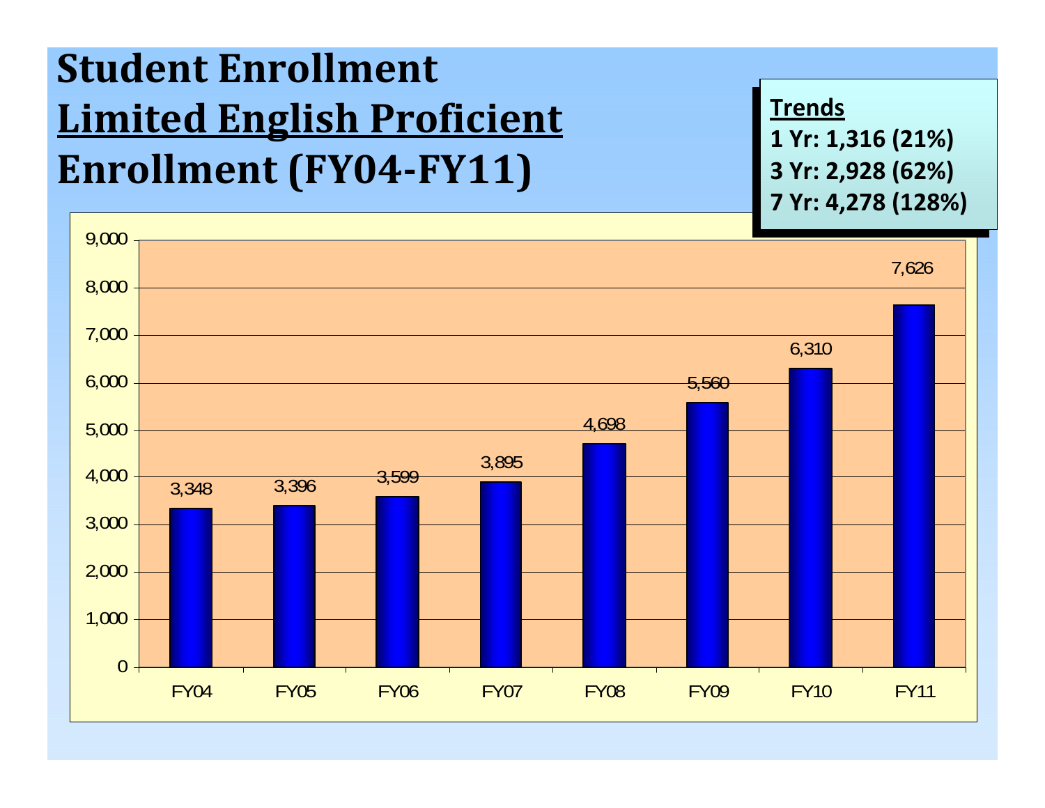# Student Enrollment

## Limited English Proficient Enrollment (FY04-FY11)

**Trends**

**1 Yr: 1,316 (21%)**

**3 Yr: 2,928 (62%)**

**7 Yr: 4,278 (128%)**

| Fiscal Year | Enrollment |
|---|---|
| FY04 | 3,348 |
| FY05 | 3,396 |
| FY06 | 3,599 |
| FY07 | 3,895 |
| FY08 | 4,698 |
| FY09 | 5,560 |
| FY10 | 6,310 |
| FY11 | 7,626 |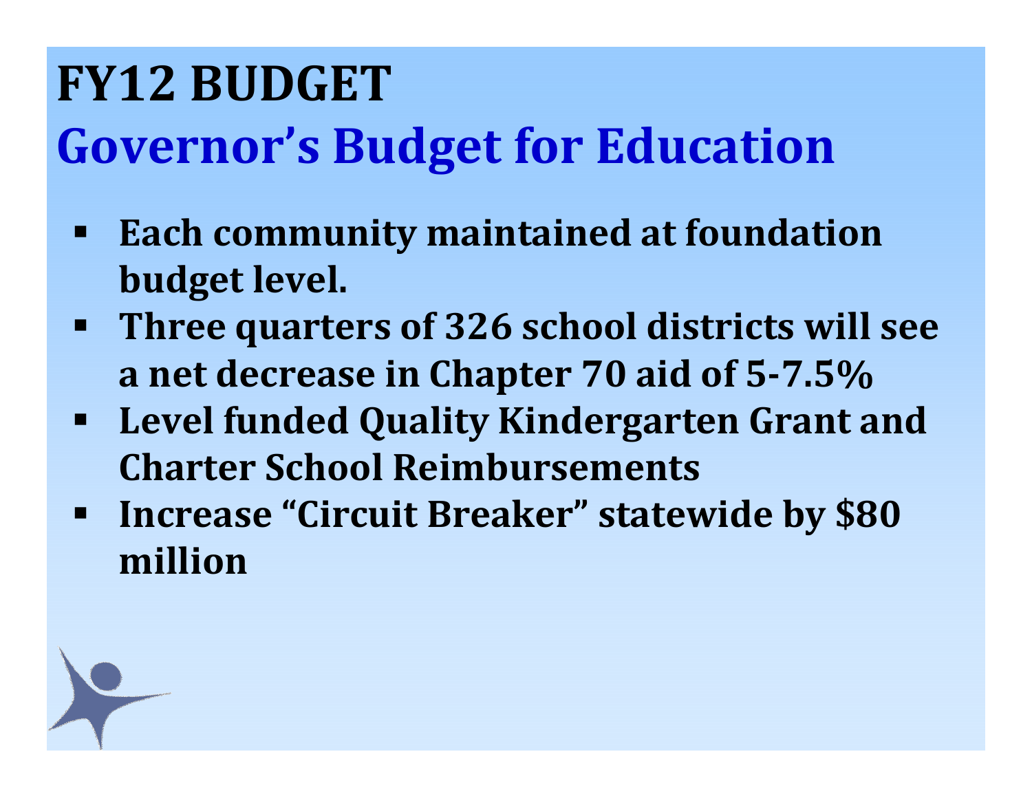# FY12 BUDGET

## Governor's Budget for Education

- **Each community maintained at foundation budget level.**
- **Three quarters of 326 school districts will see a net decrease in Chapter 70 aid of 5-7.5%**
- **Level funded Quality Kindergarten Grant and Charter School Reimbursements**
- **Increase "Circuit Breaker" statewide by $80 million**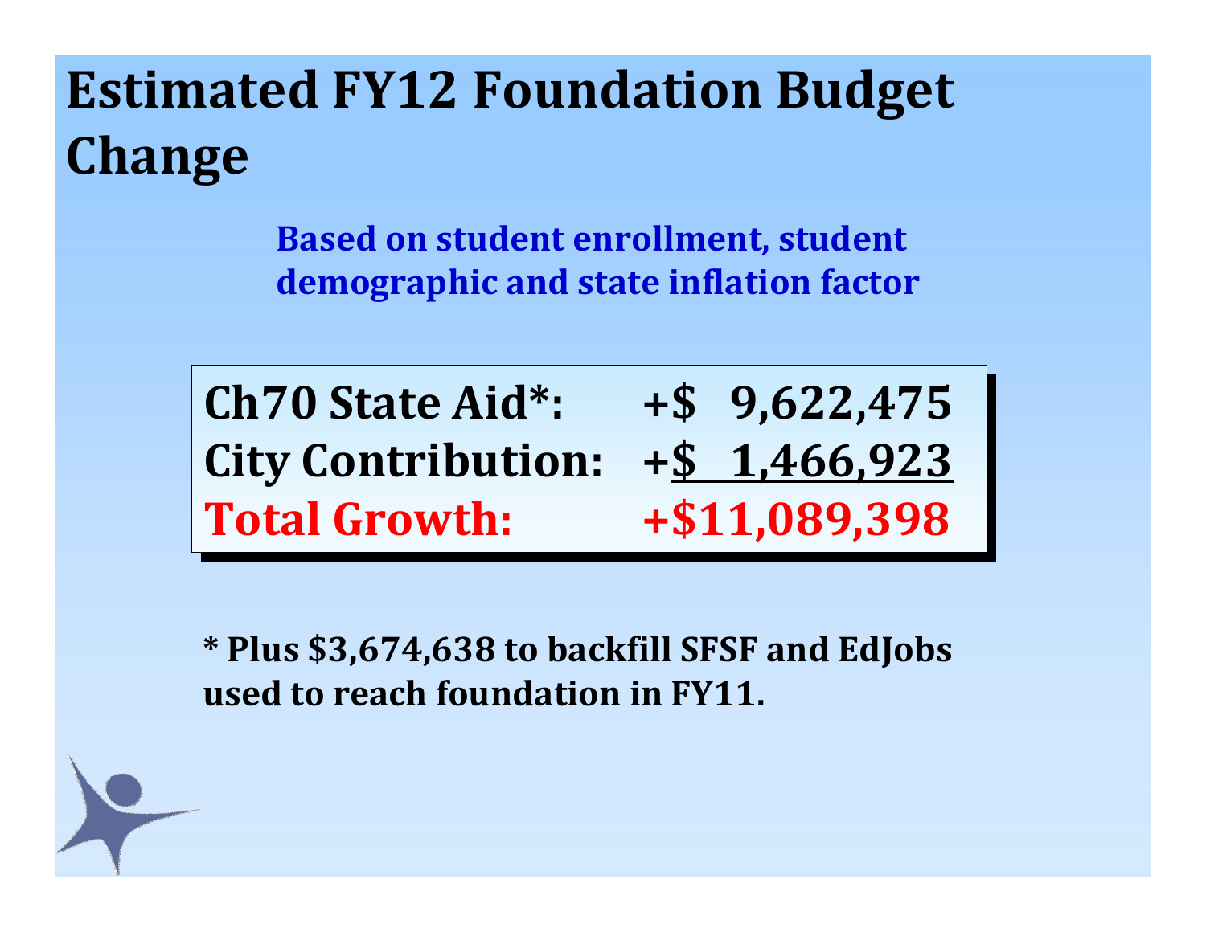# Estimated FY12 Foundation Budget Change

**Based on student enrollment, student demographic and state inflation factor**

| | |
|---|---|
| **Ch70 State Aid*:** | **+$ 9,622,475** |
| **City Contribution:** | **+$ 1,466,923** |
| **Total Growth:** | **+$11,089,398** |

**\* Plus $3,674,638 to backfill SFSF and EdJobs used to reach foundation in FY11.**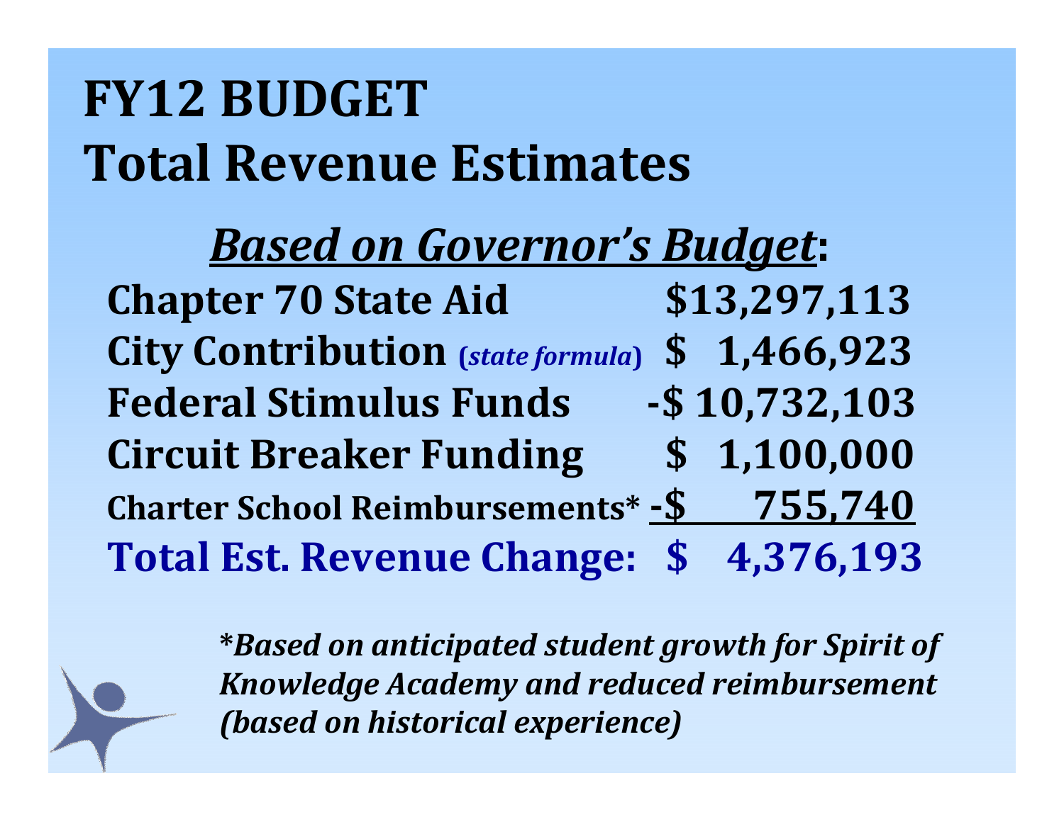# FY12 BUDGET
# Total Revenue Estimates

***Based on Governor's Budget*:**

| | |
|---|---|
| **Chapter 70 State Aid** | **$13,297,113** |
| **City Contribution** (*state formula*) | **$ 1,466,923** |
| **Federal Stimulus Funds** | **-$ 10,732,103** |
| **Circuit Breaker Funding** | **$ 1,100,000** |
| **Charter School Reimbursements*** | **-$ 755,740** |
| **Total Est. Revenue Change:** | **$ 4,376,193** |

***Based on anticipated student growth for Spirit of Knowledge Academy and reduced reimbursement (based on historical experience)***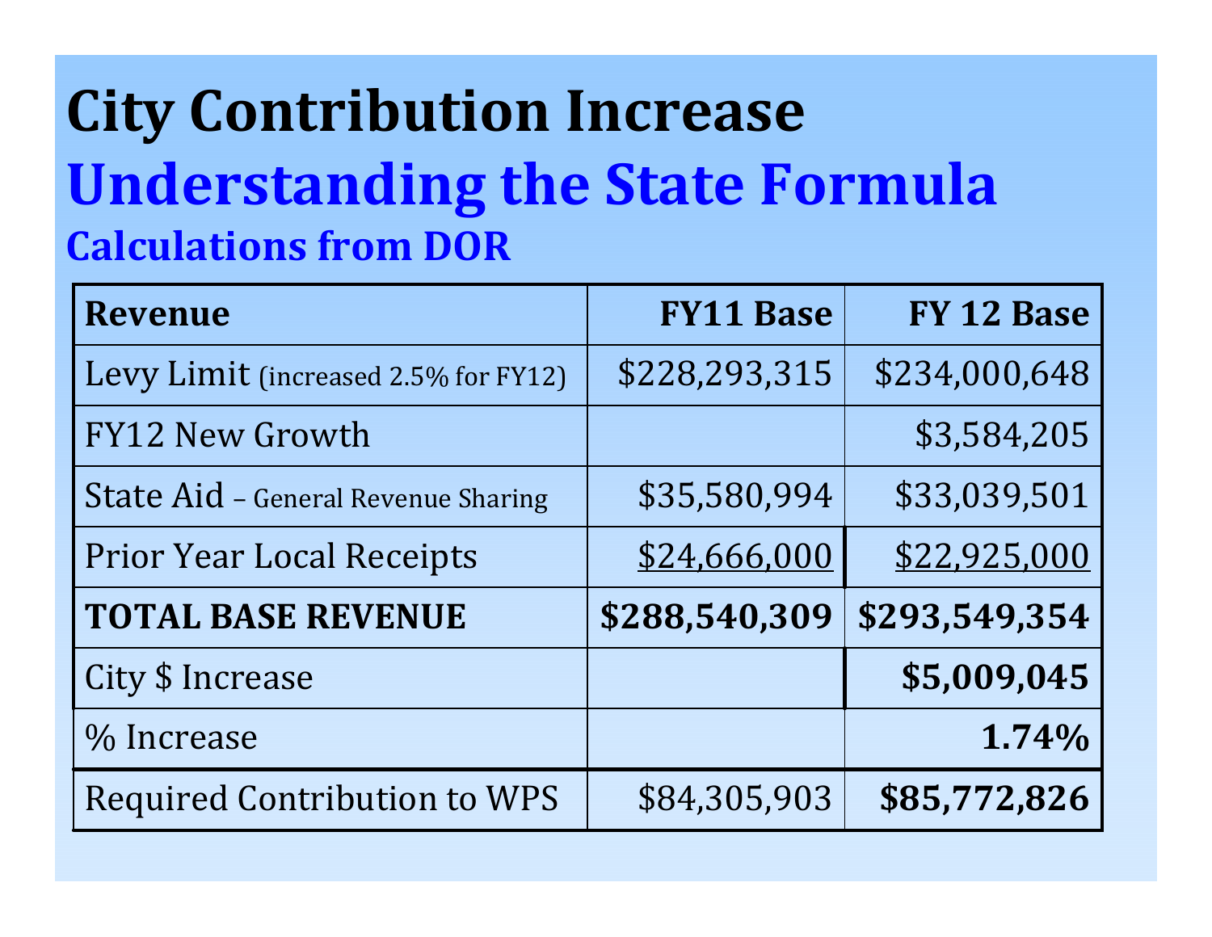# City Contribution Increase

## Understanding the State Formula

### Calculations from DOR

| Revenue | FY11 Base | FY 12 Base |
|---|---:|---:|
| Levy Limit (increased 2.5% for FY12) | $228,293,315 | $234,000,648 |
| FY12 New Growth | | $3,584,205 |
| State Aid – General Revenue Sharing | $35,580,994 | $33,039,501 |
| Prior Year Local Receipts | $24,666,000 | $22,925,000 |
| **TOTAL BASE REVENUE** | **$288,540,309** | **$293,549,354** |
| City $ Increase | | **$5,009,045** |
| % Increase | | **1.74%** |
| Required Contribution to WPS | $84,305,903 | **$85,772,826** |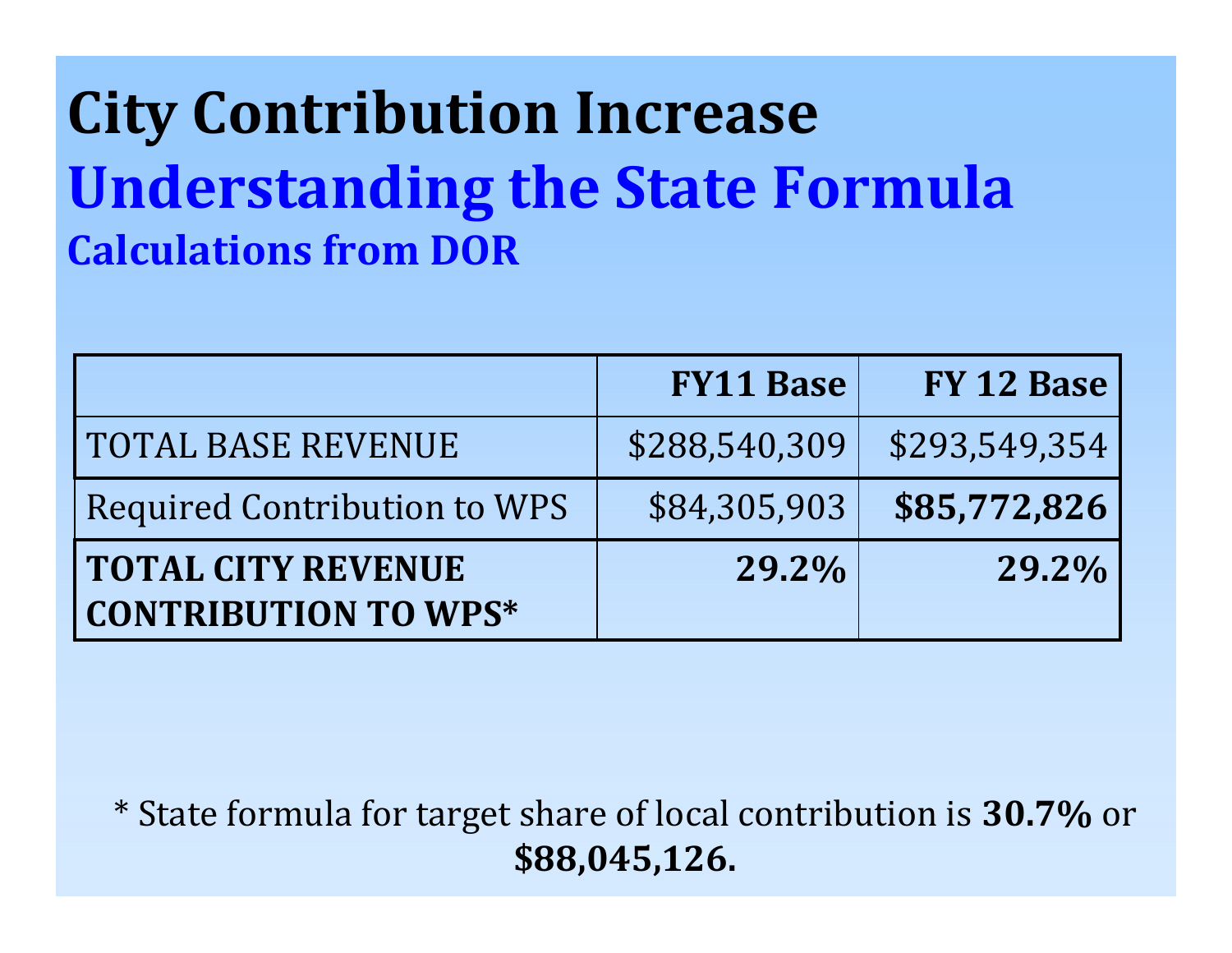# City Contribution Increase

## Understanding the State Formula

### Calculations from DOR

| | FY11 Base | FY 12 Base |
|---|---|---|
| TOTAL BASE REVENUE | $288,540,309 | $293,549,354 |
| Required Contribution to WPS | $84,305,903 | **$85,772,826** |
| **TOTAL CITY REVENUE CONTRIBUTION TO WPS*** | **29.2%** | **29.2%** |

* State formula for target share of local contribution is **30.7%** or **$88,045,126.**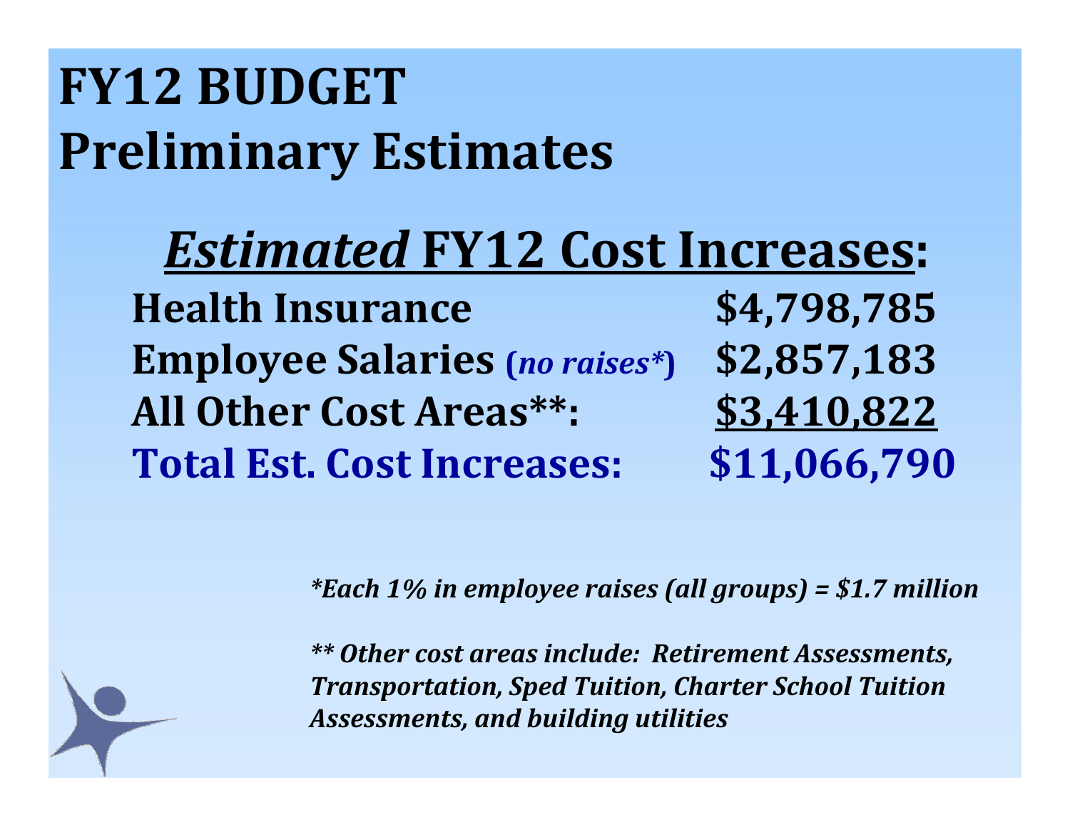# FY12 BUDGET
# Preliminary Estimates

## *Estimated* FY12 Cost Increases:

| | |
|---|---|
| **Health Insurance** | **$4,798,785** |
| **Employee Salaries** (*no raises**) | **$2,857,183** |
| **All Other Cost Areas**:** | **$3,410,822** |
| **Total Est. Cost Increases:** | **$11,066,790** |

***Each 1% in employee raises (all groups) = $1.7 million***

***** Other cost areas include: Retirement Assessments, Transportation, Sped Tuition, Charter School Tuition Assessments, and building utilities***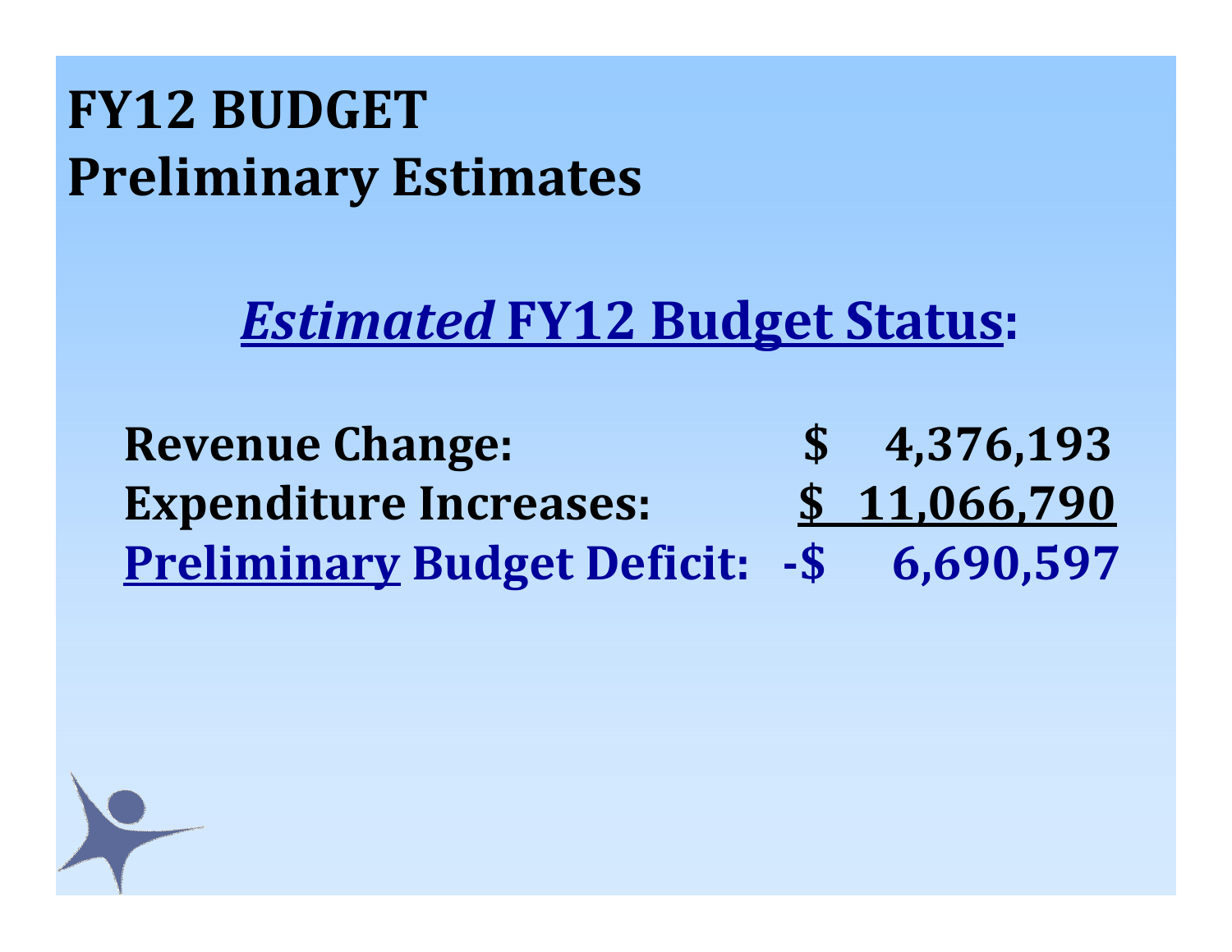# FY12 BUDGET
## Preliminary Estimates

### *Estimated* FY12 Budget Status:

| | |
|---|---|
| **Revenue Change:** | **$ 4,376,193** |
| **Expenditure Increases:** | **$ 11,066,790** |
| **Preliminary Budget Deficit:** | **-$ 6,690,597** |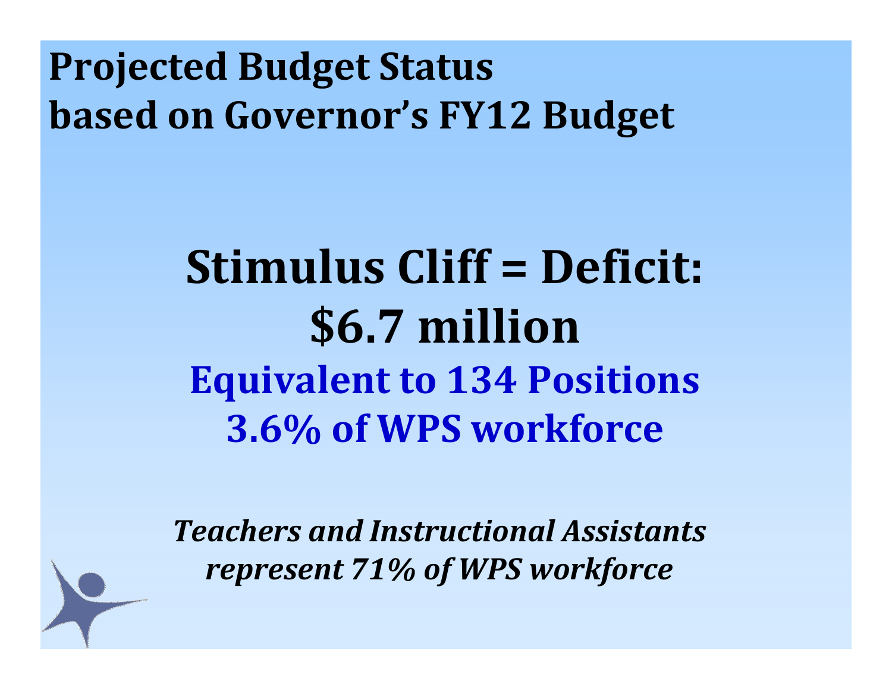# Projected Budget Status
# based on Governor's FY12 Budget

## Stimulus Cliff = Deficit:
## $6.7 million

### Equivalent to 134 Positions
### 3.6% of WPS workforce

***Teachers and Instructional Assistants represent 71% of WPS workforce***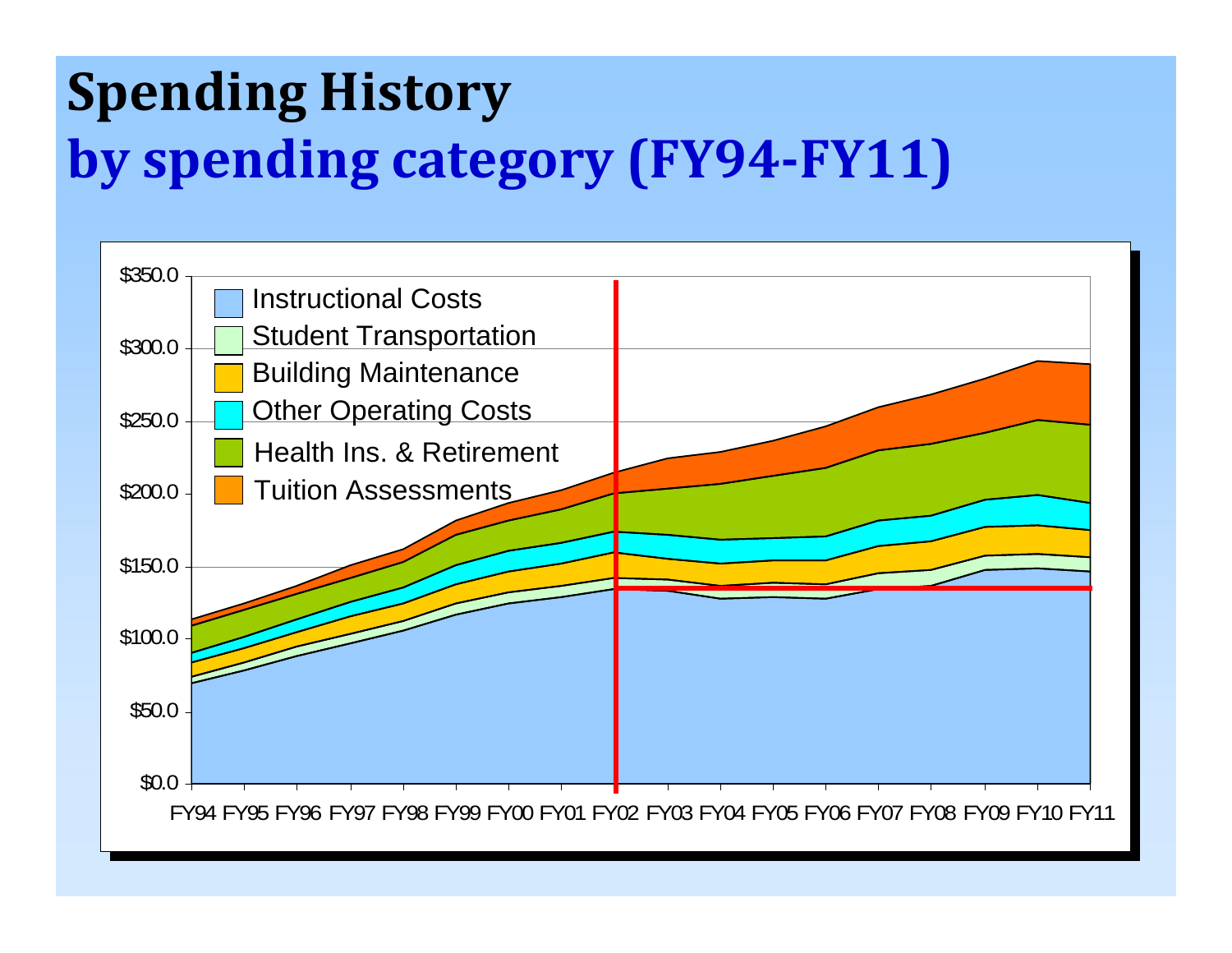# Spending History

## by spending category (FY94-FY11)

Instructional Costs
Student Transportation
Building Maintenance
Other Operating Costs
Health Ins. & Retirement
Tuition Assessments

$350.0
$300.0
$250.0
$200.0
$150.0
$100.0
$50.0
$0.0

FY94 FY95 FY96 FY97 FY98 FY99 FY00 FY01 FY02 FY03 FY04 FY05 FY06 FY07 FY08 FY09 FY10 FY11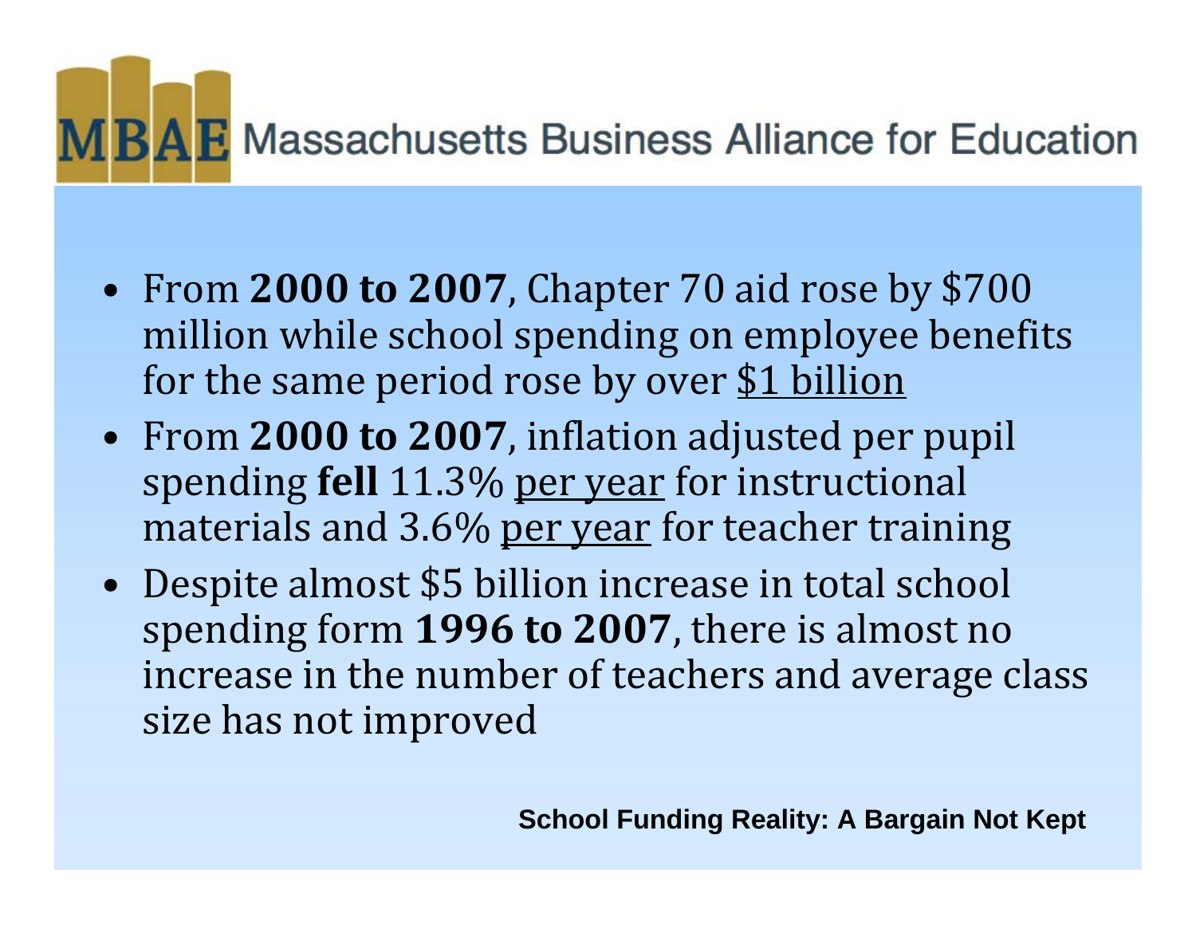# MBAE Massachusetts Business Alliance for Education

- From **2000 to 2007**, Chapter 70 aid rose by $700 million while school spending on employee benefits for the same period rose by over <u>$1 billion</u>
- From **2000 to 2007**, inflation adjusted per pupil spending **fell** 11.3% <u>per year</u> for instructional materials and 3.6% <u>per year</u> for teacher training
- Despite almost $5 billion increase in total school spending form **1996 to 2007**, there is almost no increase in the number of teachers and average class size has not improved

**School Funding Reality: A Bargain Not Kept**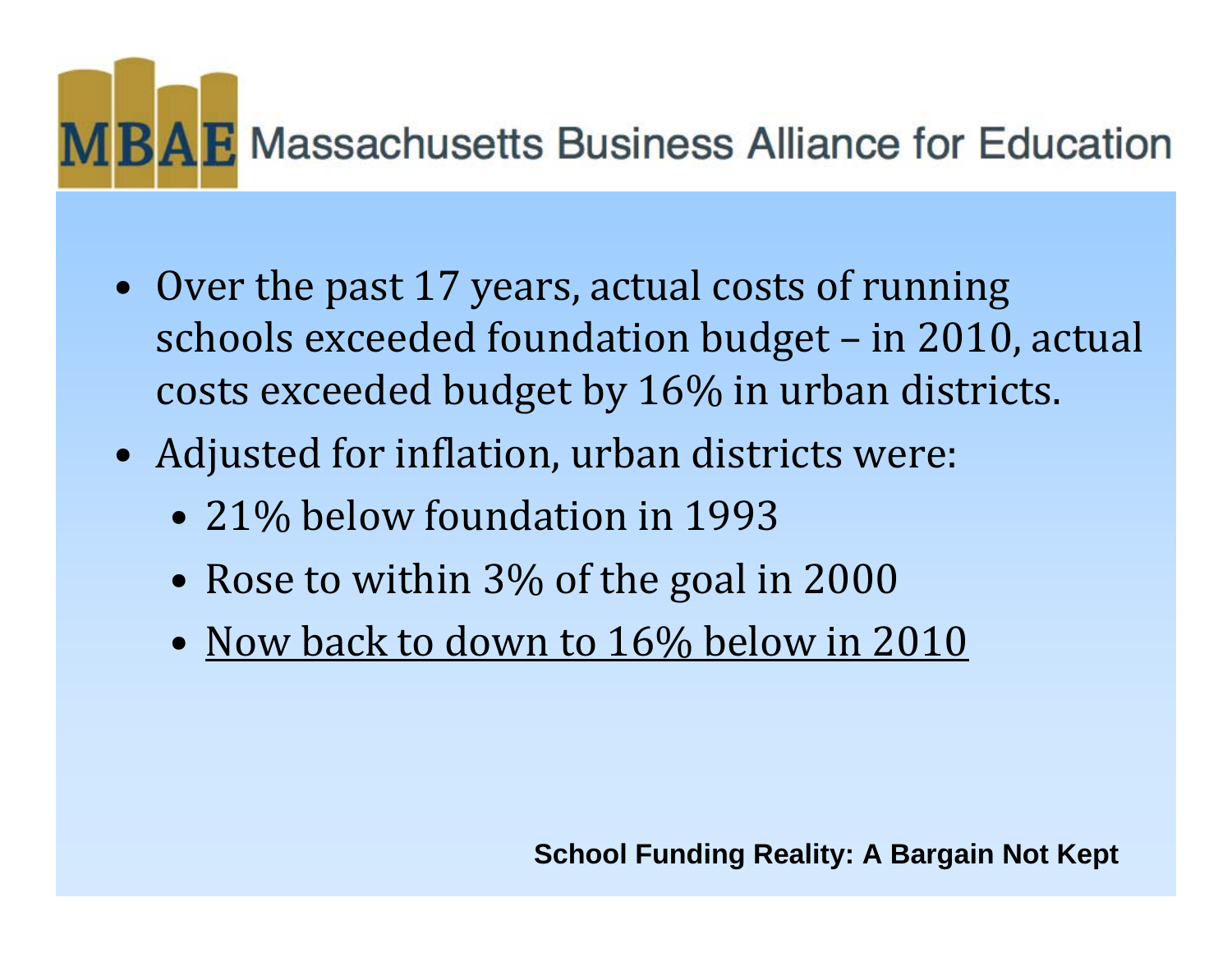# MBAE Massachusetts Business Alliance for Education

- Over the past 17 years, actual costs of running schools exceeded foundation budget – in 2010, actual costs exceeded budget by 16% in urban districts.
- Adjusted for inflation, urban districts were:
  - 21% below foundation in 1993
  - Rose to within 3% of the goal in 2000
  - <u>Now back to down to 16% below in 2010</u>

**School Funding Reality: A Bargain Not Kept**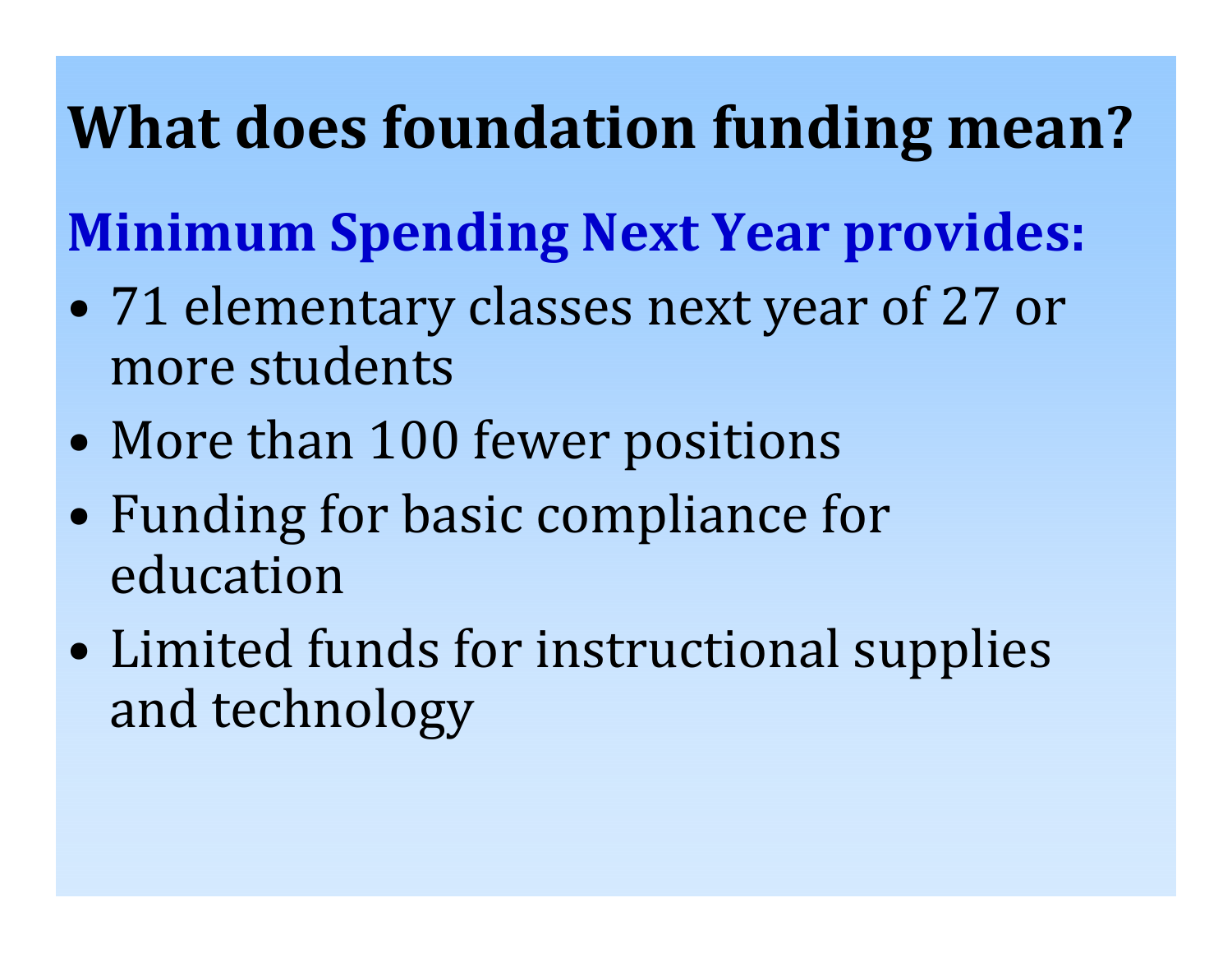# What does foundation funding mean?

## Minimum Spending Next Year provides:

- 71 elementary classes next year of 27 or more students
- More than 100 fewer positions
- Funding for basic compliance for education
- Limited funds for instructional supplies and technology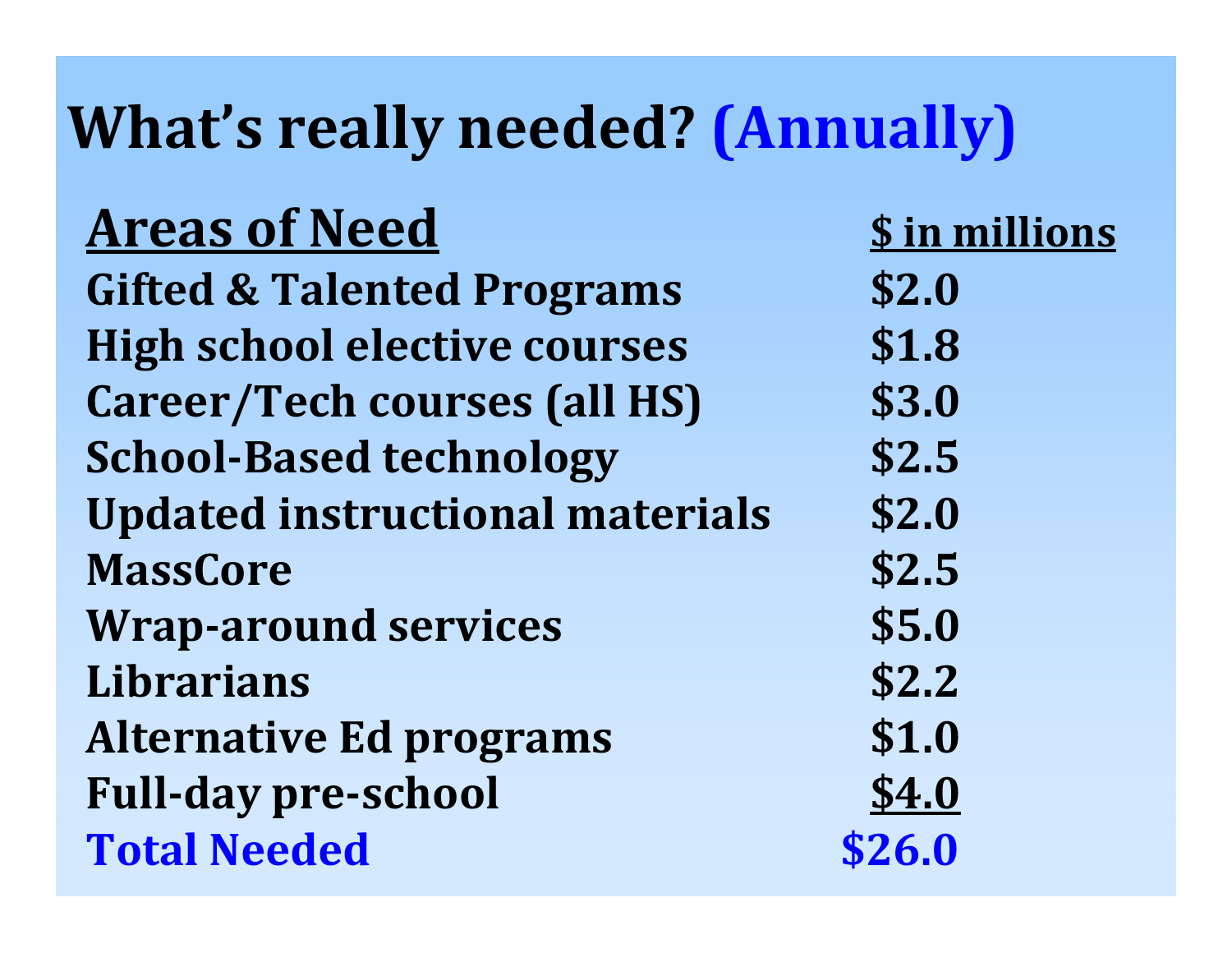# What's really needed? (Annually)

| Areas of Need | $ in millions |
|---|---|
| Gifted & Talented Programs | $2.0 |
| High school elective courses | $1.8 |
| Career/Tech courses (all HS) | $3.0 |
| School-Based technology | $2.5 |
| Updated instructional materials | $2.0 |
| MassCore | $2.5 |
| Wrap-around services | $5.0 |
| Librarians | $2.2 |
| Alternative Ed programs | $1.0 |
| Full-day pre-school | $4.0 |
| **Total Needed** | **$26.0** |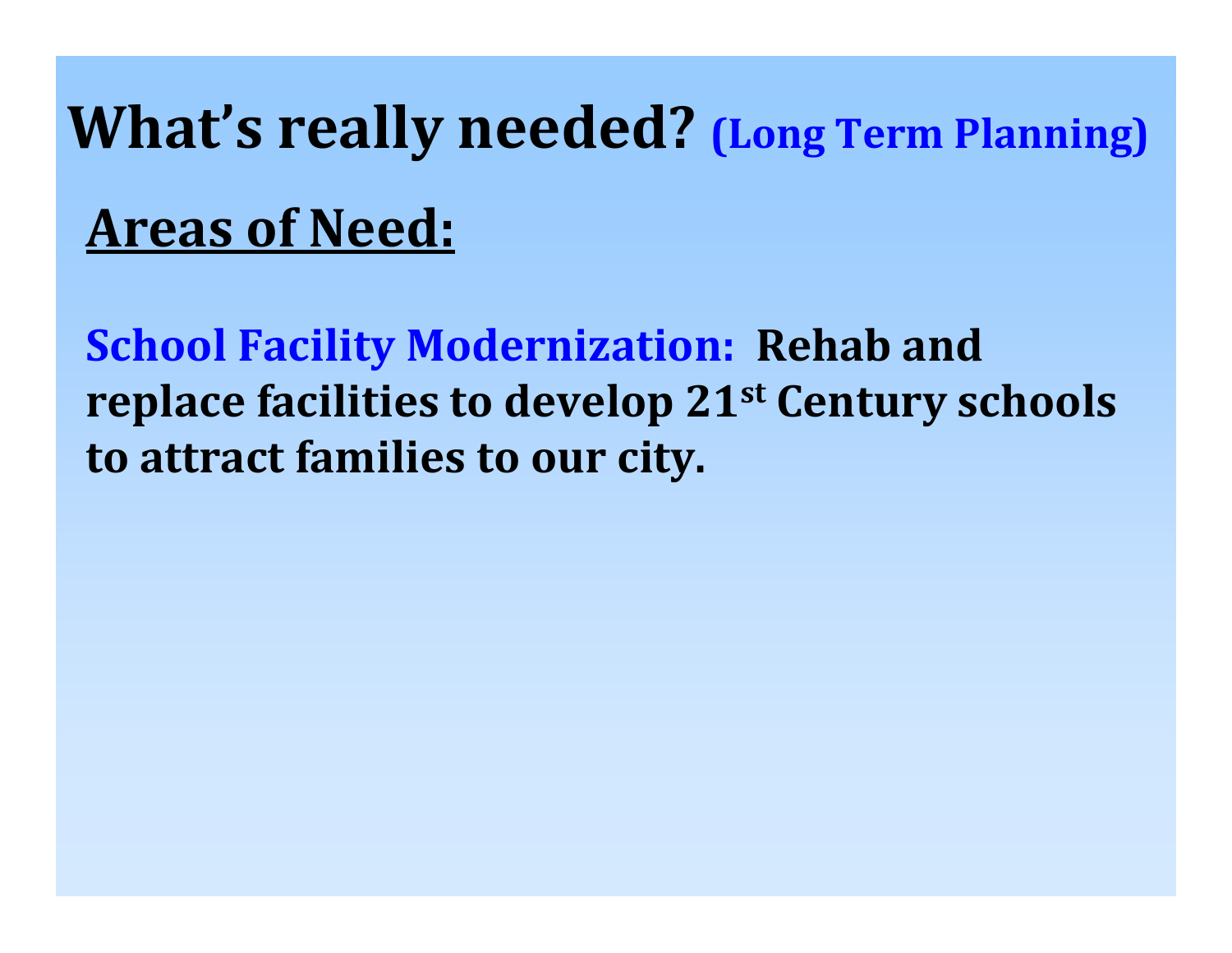# What's really needed? (Long Term Planning)

## Areas of Need:

**School Facility Modernization:** **Rehab and replace facilities to develop 21st Century schools to attract families to our city.**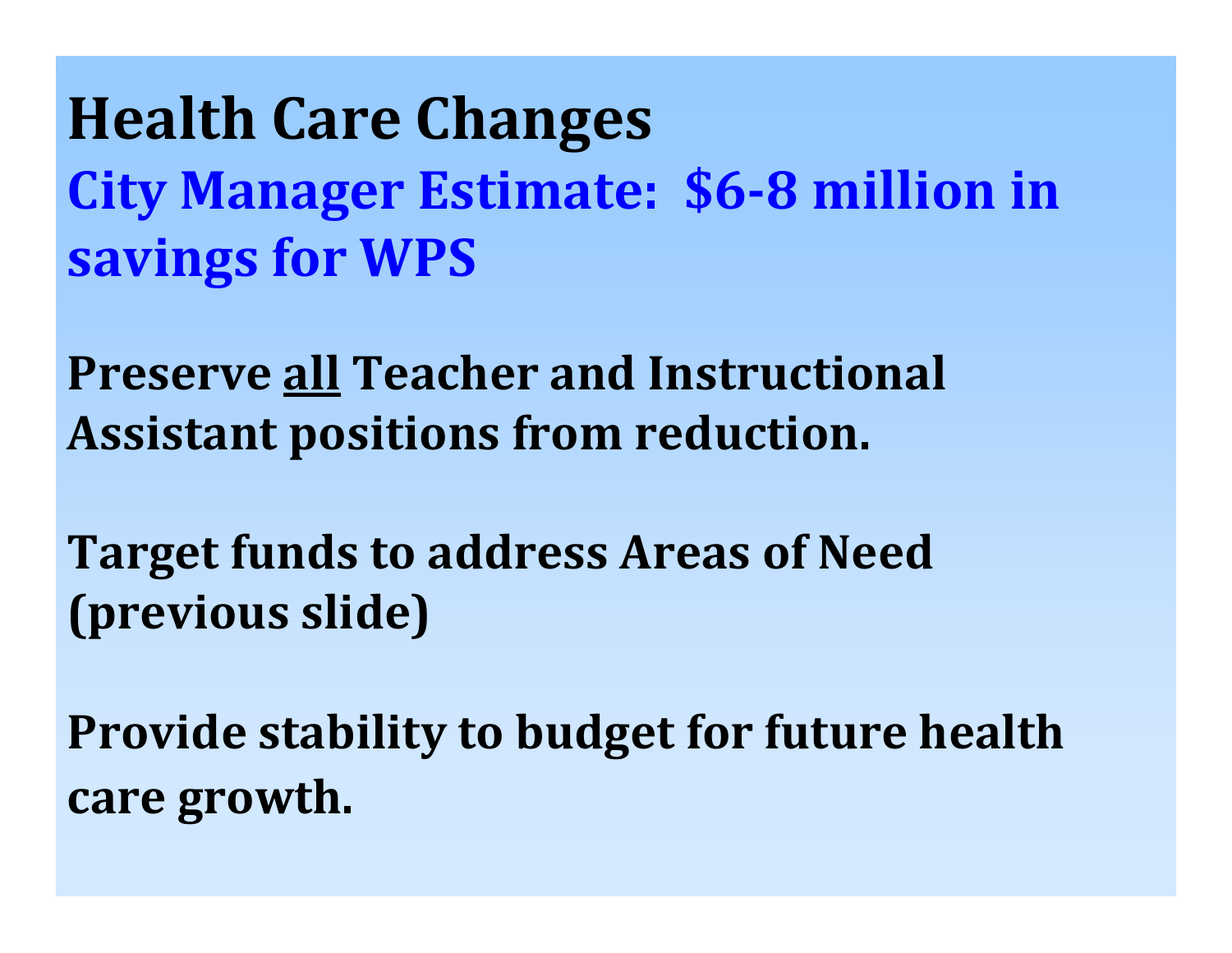# Health Care Changes

## City Manager Estimate: $6-8 million in savings for WPS

**Preserve <u>all</u> Teacher and Instructional Assistant positions from reduction.**

**Target funds to address Areas of Need (previous slide)**

**Provide stability to budget for future health care growth.**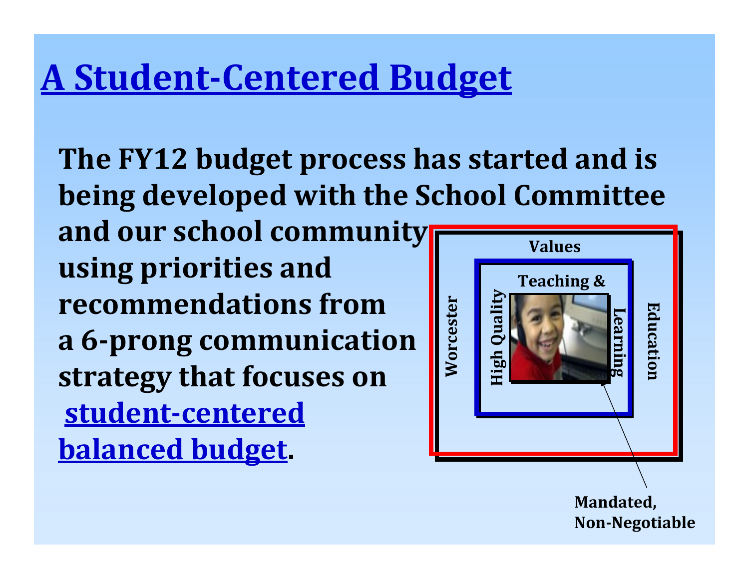# A Student-Centered Budget

**The FY12 budget process has started and is being developed with the School Committee and our school community using priorities and recommendations from a 6-prong communication strategy that focuses on student-centered balanced budget.**

Values

Teaching &

High Quality

Learning

Worcester

Education

Mandated, Non-Negotiable